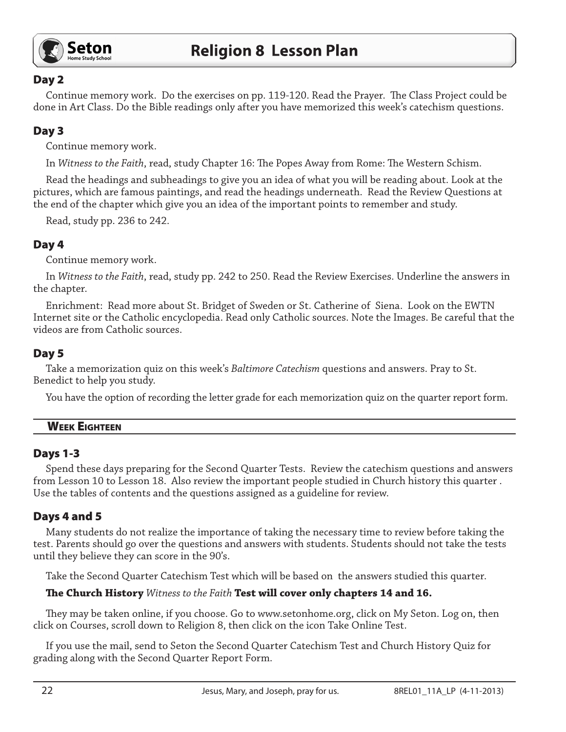## Day 2

Continue memory work. Do the exercises on pp. 119-120. Read the Prayer. The Class Project could be done in Art Class. Do the Bible readings only after you have memorized this week's catechism questions.

## Day 3

Continue memory work.

In *Witness to the Faith*, read, study Chapter 16: The Popes Away from Rome: The Western Schism.

Read the headings and subheadings to give you an idea of what you will be reading about. Look at the pictures, which are famous paintings, and read the headings underneath. Read the Review Questions at the end of the chapter which give you an idea of the important points to remember and study.

Read, study pp. 236 to 242.

## Day 4

Continue memory work.

In *Witness to the Faith*, read, study pp. 242 to 250. Read the Review Exercises. Underline the answers in the chapter.

Enrichment: Read more about St. Bridget of Sweden or St. Catherine of Siena. Look on the EWTN Internet site or the Catholic encyclopedia. Read only Catholic sources. Note the Images. Be careful that the videos are from Catholic sources.

## Day 5

Take a memorization quiz on this week's *Baltimore Catechism* questions and answers. Pray to St. Benedict to help you study.

You have the option of recording the letter grade for each memorization quiz on the quarter report form.

# Week Eighteen

## Days 1-3

Spend these days preparing for the Second Quarter Tests. Review the catechism questions and answers from Lesson 10 to Lesson 18. Also review the important people studied in Church history this quarter . Use the tables of contents and the questions assigned as a guideline for review.

## Days 4 and 5

Many students do not realize the importance of taking the necessary time to review before taking the test. Parents should go over the questions and answers with students. Students should not take the tests until they believe they can score in the 90's.

Take the Second Quarter Catechism Test which will be based on the answers studied this quarter.

**The Church History** *Witness to the Faith* **Test will cover only chapters 14 and 16.**

They may be taken online, if you choose. Go to www.setonhome.org, click on My Seton. Log on, then click on Courses, scroll down to Religion 8, then click on the icon Take Online Test.

If you use the mail, send to Seton the Second Quarter Catechism Test and Church History Quiz for grading along with the Second Quarter Report Form.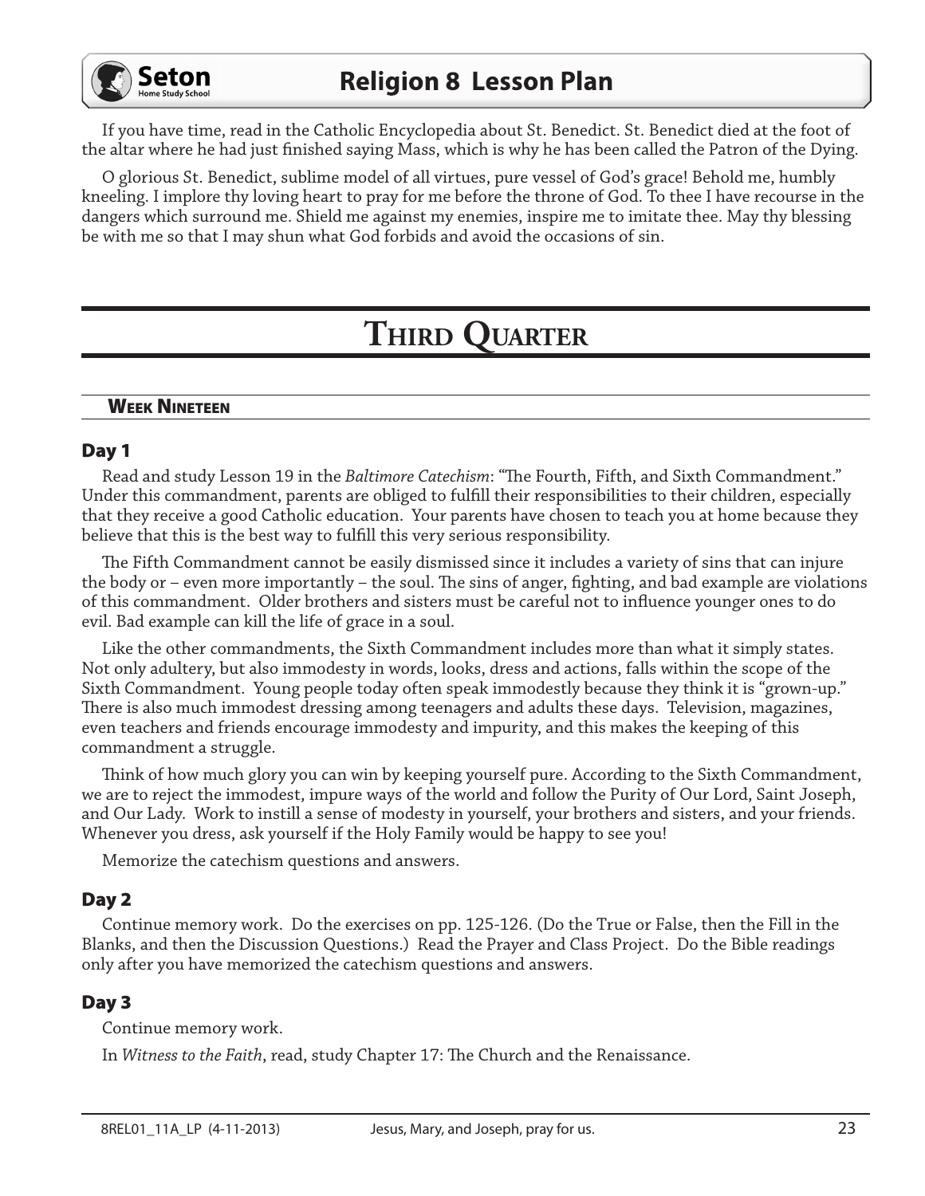If you have time, read in the Catholic Encyclopedia about St. Benedict. St. Benedict died at the foot of the altar where he had just finished saying Mass, which is why he has been called the Patron of the Dying.

O glorious St. Benedict, sublime model of all virtues, pure vessel of God's grace! Behold me, humbly kneeling. I implore thy loving heart to pray for me before the throne of God. To thee I have recourse in the dangers which surround me. Shield me against my enemies, inspire me to imitate thee. May thy blessing be with me so that I may shun what God forbids and avoid the occasions of sin.

# Third Quarter

## Week Nineteen

### Day 1

Read and study Lesson 19 in the *Baltimore Catechism*: "The Fourth, Fifth, and Sixth Commandment." Under this commandment, parents are obliged to fulfill their responsibilities to their children, especially that they receive a good Catholic education. Your parents have chosen to teach you at home because they believe that this is the best way to fulfill this very serious responsibility.

The Fifth Commandment cannot be easily dismissed since it includes a variety of sins that can injure the body or – even more importantly – the soul. The sins of anger, fighting, and bad example are violations of this commandment. Older brothers and sisters must be careful not to influence younger ones to do evil. Bad example can kill the life of grace in a soul.

Like the other commandments, the Sixth Commandment includes more than what it simply states. Not only adultery, but also immodesty in words, looks, dress and actions, falls within the scope of the Sixth Commandment. Young people today often speak immodestly because they think it is "grown-up." There is also much immodest dressing among teenagers and adults these days. Television, magazines, even teachers and friends encourage immodesty and impurity, and this makes the keeping of this commandment a struggle.

Think of how much glory you can win by keeping yourself pure. According to the Sixth Commandment, we are to reject the immodest, impure ways of the world and follow the Purity of Our Lord, Saint Joseph, and Our Lady. Work to instill a sense of modesty in yourself, your brothers and sisters, and your friends. Whenever you dress, ask yourself if the Holy Family would be happy to see you!

Memorize the catechism questions and answers.

### Day 2

Continue memory work. Do the exercises on pp. 125-126. (Do the True or False, then the Fill in the Blanks, and then the Discussion Questions.) Read the Prayer and Class Project. Do the Bible readings only after you have memorized the catechism questions and answers.

### Day 3

Continue memory work.

In *Witness to the Faith*, read, study Chapter 17: The Church and the Renaissance.